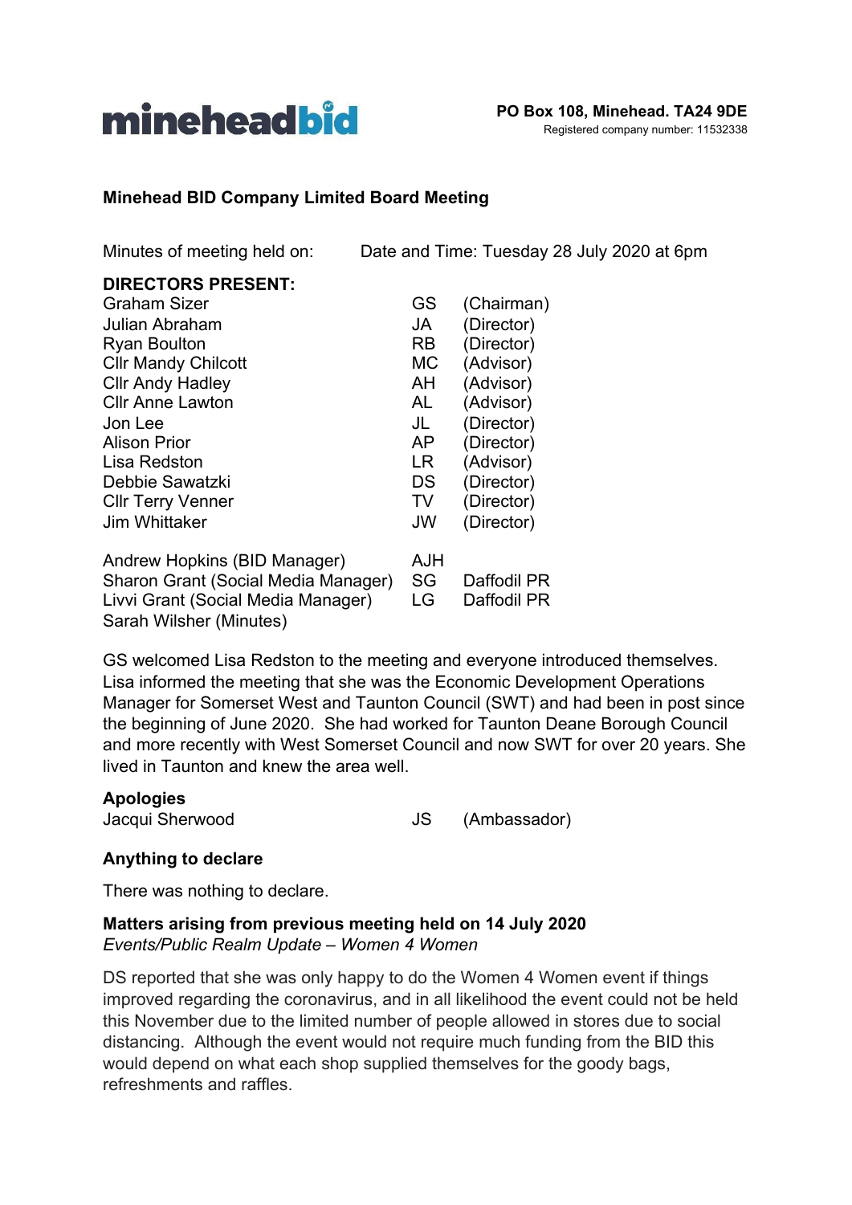mineheadbid

**PO Box 108, Minehead. TA24 9DE**
Registered company number: 11532338

## Minehead BID Company Limited Board Meeting

Minutes of meeting held on: Date and Time: Tuesday 28 July 2020 at 6pm

**DIRECTORS PRESENT:**

| | | |
|---|---|---|
| Graham Sizer | GS | (Chairman) |
| Julian Abraham | JA | (Director) |
| Ryan Boulton | RB | (Director) |
| Cllr Mandy Chilcott | MC | (Advisor) |
| Cllr Andy Hadley | AH | (Advisor) |
| Cllr Anne Lawton | AL | (Advisor) |
| Jon Lee | JL | (Director) |
| Alison Prior | AP | (Director) |
| Lisa Redston | LR | (Advisor) |
| Debbie Sawatzki | DS | (Director) |
| Cllr Terry Venner | TV | (Director) |
| Jim Whittaker | JW | (Director) |

| | | |
|---|---|---|
| Andrew Hopkins (BID Manager) | AJH | |
| Sharon Grant (Social Media Manager) | SG | Daffodil PR |
| Livvi Grant (Social Media Manager) | LG | Daffodil PR |
| Sarah Wilsher (Minutes) | | |

GS welcomed Lisa Redston to the meeting and everyone introduced themselves. Lisa informed the meeting that she was the Economic Development Operations Manager for Somerset West and Taunton Council (SWT) and had been in post since the beginning of June 2020. She had worked for Taunton Deane Borough Council and more recently with West Somerset Council and now SWT for over 20 years. She lived in Taunton and knew the area well.

**Apologies**

Jacqui Sherwood JS (Ambassador)

**Anything to declare**

There was nothing to declare.

**Matters arising from previous meeting held on 14 July 2020**

*Events/Public Realm Update – Women 4 Women*

DS reported that she was only happy to do the Women 4 Women event if things improved regarding the coronavirus, and in all likelihood the event could not be held this November due to the limited number of people allowed in stores due to social distancing. Although the event would not require much funding from the BID this would depend on what each shop supplied themselves for the goody bags, refreshments and raffles.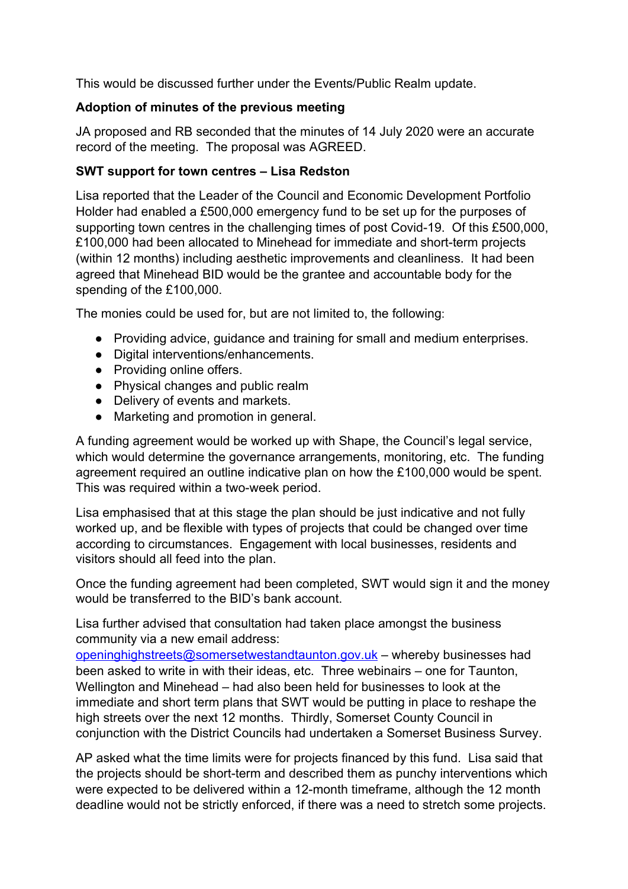This would be discussed further under the Events/Public Realm update.

**Adoption of minutes of the previous meeting**

JA proposed and RB seconded that the minutes of 14 July 2020 were an accurate record of the meeting. The proposal was AGREED.

**SWT support for town centres – Lisa Redston**

Lisa reported that the Leader of the Council and Economic Development Portfolio Holder had enabled a £500,000 emergency fund to be set up for the purposes of supporting town centres in the challenging times of post Covid-19. Of this £500,000, £100,000 had been allocated to Minehead for immediate and short-term projects (within 12 months) including aesthetic improvements and cleanliness. It had been agreed that Minehead BID would be the grantee and accountable body for the spending of the £100,000.

The monies could be used for, but are not limited to, the following:

- Providing advice, guidance and training for small and medium enterprises.
- Digital interventions/enhancements.
- Providing online offers.
- Physical changes and public realm
- Delivery of events and markets.
- Marketing and promotion in general.

A funding agreement would be worked up with Shape, the Council's legal service, which would determine the governance arrangements, monitoring, etc. The funding agreement required an outline indicative plan on how the £100,000 would be spent. This was required within a two-week period.

Lisa emphasised that at this stage the plan should be just indicative and not fully worked up, and be flexible with types of projects that could be changed over time according to circumstances. Engagement with local businesses, residents and visitors should all feed into the plan.

Once the funding agreement had been completed, SWT would sign it and the money would be transferred to the BID's bank account.

Lisa further advised that consultation had taken place amongst the business community via a new email address: openinghighstreets@somersetwestandtaunton.gov.uk – whereby businesses had been asked to write in with their ideas, etc. Three webinairs – one for Taunton, Wellington and Minehead – had also been held for businesses to look at the immediate and short term plans that SWT would be putting in place to reshape the high streets over the next 12 months. Thirdly, Somerset County Council in conjunction with the District Councils had undertaken a Somerset Business Survey.

AP asked what the time limits were for projects financed by this fund. Lisa said that the projects should be short-term and described them as punchy interventions which were expected to be delivered within a 12-month timeframe, although the 12 month deadline would not be strictly enforced, if there was a need to stretch some projects.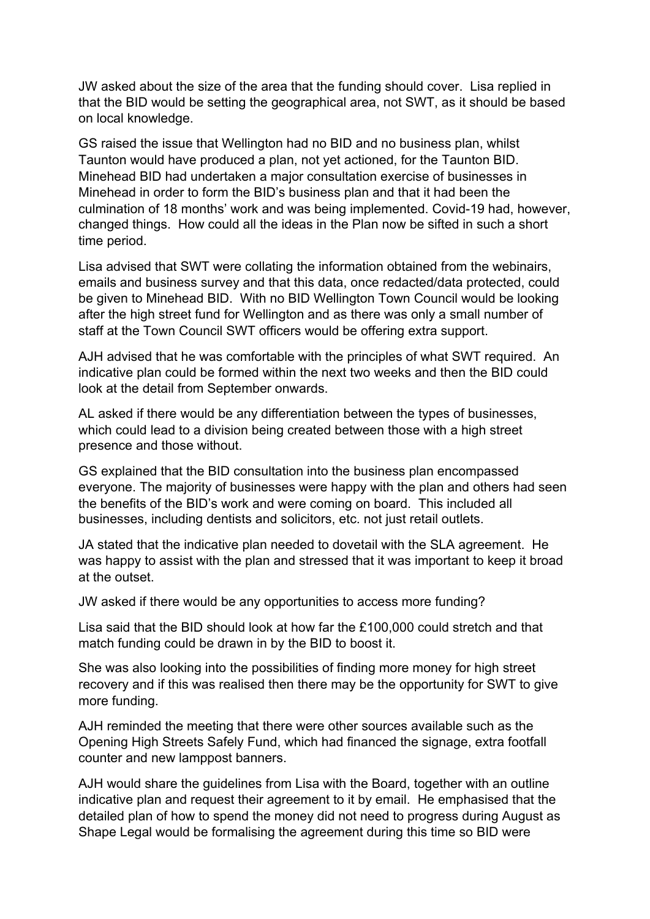JW asked about the size of the area that the funding should cover. Lisa replied in that the BID would be setting the geographical area, not SWT, as it should be based on local knowledge.

GS raised the issue that Wellington had no BID and no business plan, whilst Taunton would have produced a plan, not yet actioned, for the Taunton BID. Minehead BID had undertaken a major consultation exercise of businesses in Minehead in order to form the BID's business plan and that it had been the culmination of 18 months' work and was being implemented. Covid-19 had, however, changed things. How could all the ideas in the Plan now be sifted in such a short time period.

Lisa advised that SWT were collating the information obtained from the webinairs, emails and business survey and that this data, once redacted/data protected, could be given to Minehead BID. With no BID Wellington Town Council would be looking after the high street fund for Wellington and as there was only a small number of staff at the Town Council SWT officers would be offering extra support.

AJH advised that he was comfortable with the principles of what SWT required. An indicative plan could be formed within the next two weeks and then the BID could look at the detail from September onwards.

AL asked if there would be any differentiation between the types of businesses, which could lead to a division being created between those with a high street presence and those without.

GS explained that the BID consultation into the business plan encompassed everyone. The majority of businesses were happy with the plan and others had seen the benefits of the BID's work and were coming on board. This included all businesses, including dentists and solicitors, etc. not just retail outlets.

JA stated that the indicative plan needed to dovetail with the SLA agreement. He was happy to assist with the plan and stressed that it was important to keep it broad at the outset.

JW asked if there would be any opportunities to access more funding?

Lisa said that the BID should look at how far the £100,000 could stretch and that match funding could be drawn in by the BID to boost it.

She was also looking into the possibilities of finding more money for high street recovery and if this was realised then there may be the opportunity for SWT to give more funding.

AJH reminded the meeting that there were other sources available such as the Opening High Streets Safely Fund, which had financed the signage, extra footfall counter and new lamppost banners.

AJH would share the guidelines from Lisa with the Board, together with an outline indicative plan and request their agreement to it by email. He emphasised that the detailed plan of how to spend the money did not need to progress during August as Shape Legal would be formalising the agreement during this time so BID were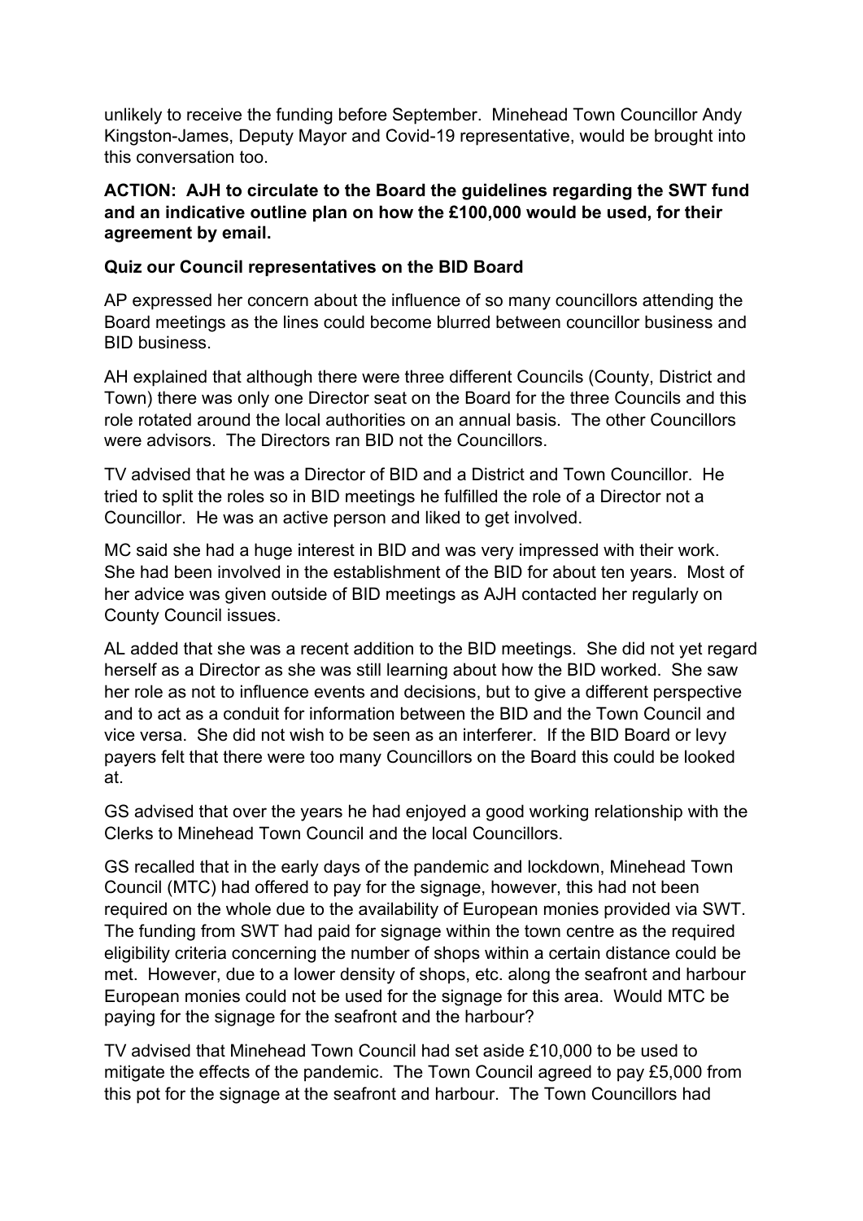unlikely to receive the funding before September. Minehead Town Councillor Andy Kingston-James, Deputy Mayor and Covid-19 representative, would be brought into this conversation too.

**ACTION: AJH to circulate to the Board the guidelines regarding the SWT fund and an indicative outline plan on how the £100,000 would be used, for their agreement by email.**

**Quiz our Council representatives on the BID Board**

AP expressed her concern about the influence of so many councillors attending the Board meetings as the lines could become blurred between councillor business and BID business.

AH explained that although there were three different Councils (County, District and Town) there was only one Director seat on the Board for the three Councils and this role rotated around the local authorities on an annual basis. The other Councillors were advisors. The Directors ran BID not the Councillors.

TV advised that he was a Director of BID and a District and Town Councillor. He tried to split the roles so in BID meetings he fulfilled the role of a Director not a Councillor. He was an active person and liked to get involved.

MC said she had a huge interest in BID and was very impressed with their work. She had been involved in the establishment of the BID for about ten years. Most of her advice was given outside of BID meetings as AJH contacted her regularly on County Council issues.

AL added that she was a recent addition to the BID meetings. She did not yet regard herself as a Director as she was still learning about how the BID worked. She saw her role as not to influence events and decisions, but to give a different perspective and to act as a conduit for information between the BID and the Town Council and vice versa. She did not wish to be seen as an interferer. If the BID Board or levy payers felt that there were too many Councillors on the Board this could be looked at.

GS advised that over the years he had enjoyed a good working relationship with the Clerks to Minehead Town Council and the local Councillors.

GS recalled that in the early days of the pandemic and lockdown, Minehead Town Council (MTC) had offered to pay for the signage, however, this had not been required on the whole due to the availability of European monies provided via SWT. The funding from SWT had paid for signage within the town centre as the required eligibility criteria concerning the number of shops within a certain distance could be met. However, due to a lower density of shops, etc. along the seafront and harbour European monies could not be used for the signage for this area. Would MTC be paying for the signage for the seafront and the harbour?

TV advised that Minehead Town Council had set aside £10,000 to be used to mitigate the effects of the pandemic. The Town Council agreed to pay £5,000 from this pot for the signage at the seafront and harbour. The Town Councillors had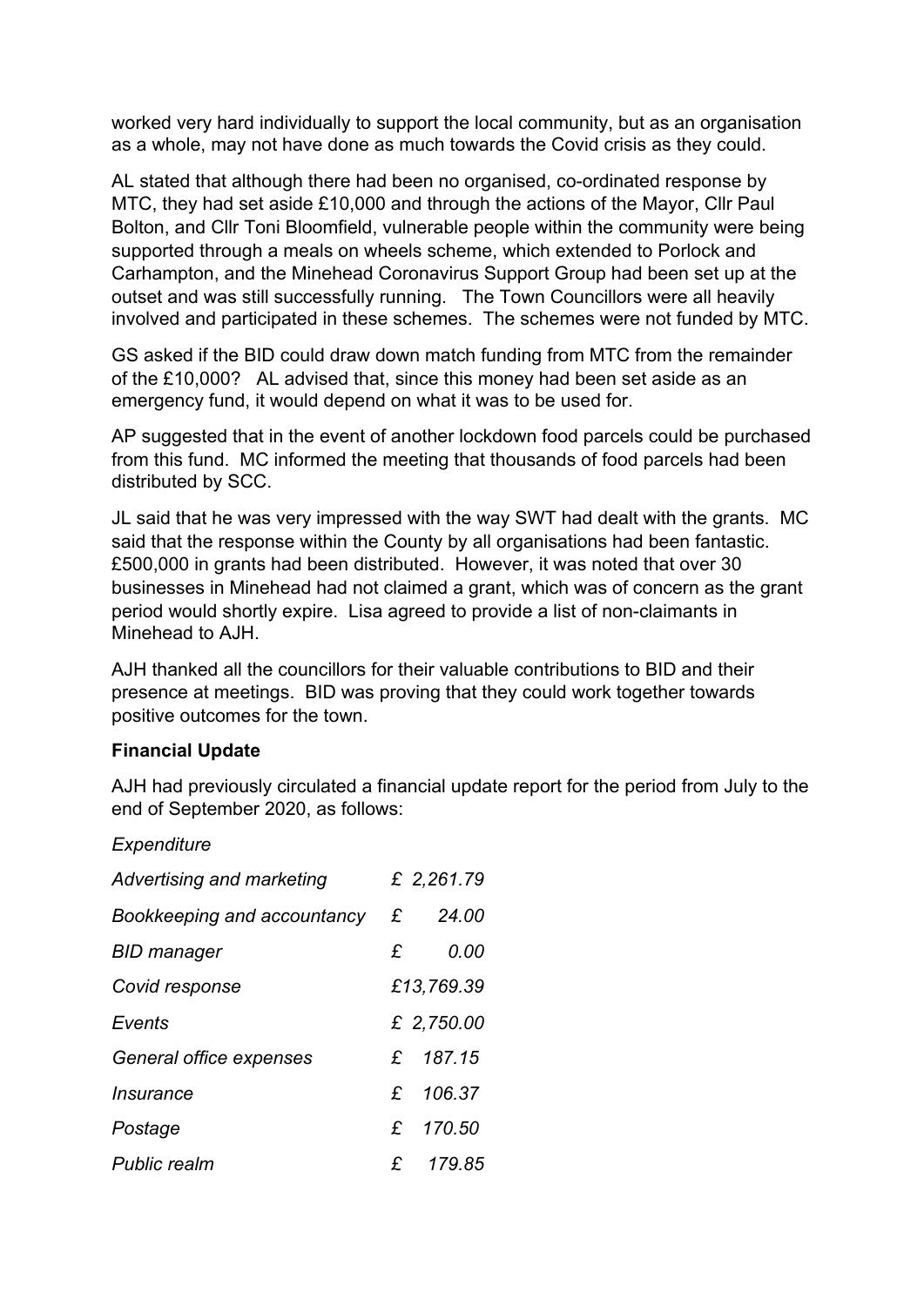worked very hard individually to support the local community, but as an organisation as a whole, may not have done as much towards the Covid crisis as they could.

AL stated that although there had been no organised, co-ordinated response by MTC, they had set aside £10,000 and through the actions of the Mayor, Cllr Paul Bolton, and Cllr Toni Bloomfield, vulnerable people within the community were being supported through a meals on wheels scheme, which extended to Porlock and Carhampton, and the Minehead Coronavirus Support Group had been set up at the outset and was still successfully running. The Town Councillors were all heavily involved and participated in these schemes. The schemes were not funded by MTC.

GS asked if the BID could draw down match funding from MTC from the remainder of the £10,000? AL advised that, since this money had been set aside as an emergency fund, it would depend on what it was to be used for.

AP suggested that in the event of another lockdown food parcels could be purchased from this fund. MC informed the meeting that thousands of food parcels had been distributed by SCC.

JL said that he was very impressed with the way SWT had dealt with the grants. MC said that the response within the County by all organisations had been fantastic. £500,000 in grants had been distributed. However, it was noted that over 30 businesses in Minehead had not claimed a grant, which was of concern as the grant period would shortly expire. Lisa agreed to provide a list of non-claimants in Minehead to AJH.

AJH thanked all the councillors for their valuable contributions to BID and their presence at meetings. BID was proving that they could work together towards positive outcomes for the town.

**Financial Update**

AJH had previously circulated a financial update report for the period from July to the end of September 2020, as follows:

*Expenditure*

| | |
|---|---|
| *Advertising and marketing* | *£ 2,261.79* |
| *Bookkeeping and accountancy* | *£ 24.00* |
| *BID manager* | *£ 0.00* |
| *Covid response* | *£13,769.39* |
| *Events* | *£ 2,750.00* |
| *General office expenses* | *£ 187.15* |
| *Insurance* | *£ 106.37* |
| *Postage* | *£ 170.50* |
| *Public realm* | *£ 179.85* |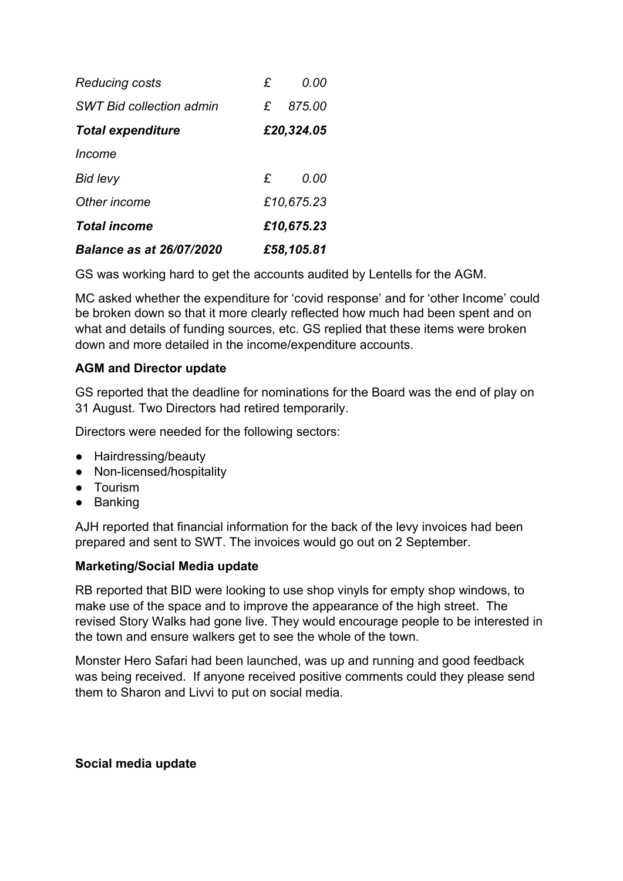| | |
|---|---|
| *Reducing costs* | *£ 0.00* |
| *SWT Bid collection admin* | *£ 875.00* |
| ***Total expenditure*** | ***£20,324.05*** |
| *Income* | |
| *Bid levy* | *£ 0.00* |
| *Other income* | *£10,675.23* |
| ***Total income*** | ***£10,675.23*** |
| ***Balance as at 26/07/2020*** | ***£58,105.81*** |

GS was working hard to get the accounts audited by Lentells for the AGM.

MC asked whether the expenditure for 'covid response' and for 'other Income' could be broken down so that it more clearly reflected how much had been spent and on what and details of funding sources, etc. GS replied that these items were broken down and more detailed in the income/expenditure accounts.

**AGM and Director update**

GS reported that the deadline for nominations for the Board was the end of play on 31 August. Two Directors had retired temporarily.

Directors were needed for the following sectors:

- Hairdressing/beauty
- Non-licensed/hospitality
- Tourism
- Banking

AJH reported that financial information for the back of the levy invoices had been prepared and sent to SWT. The invoices would go out on 2 September.

**Marketing/Social Media update**

RB reported that BID were looking to use shop vinyls for empty shop windows, to make use of the space and to improve the appearance of the high street. The revised Story Walks had gone live. They would encourage people to be interested in the town and ensure walkers get to see the whole of the town.

Monster Hero Safari had been launched, was up and running and good feedback was being received. If anyone received positive comments could they please send them to Sharon and Livvi to put on social media.

**Social media update**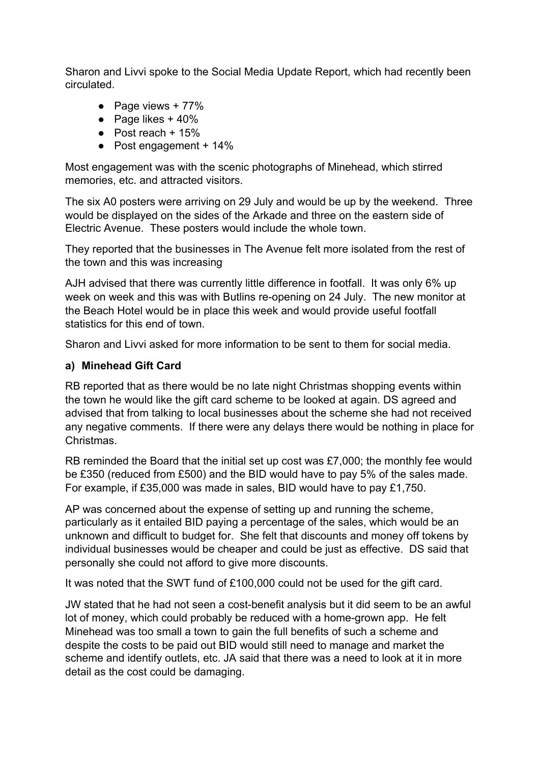Sharon and Livvi spoke to the Social Media Update Report, which had recently been circulated.

- Page views + 77%
- Page likes + 40%
- Post reach + 15%
- Post engagement + 14%

Most engagement was with the scenic photographs of Minehead, which stirred memories, etc. and attracted visitors.

The six A0 posters were arriving on 29 July and would be up by the weekend. Three would be displayed on the sides of the Arkade and three on the eastern side of Electric Avenue. These posters would include the whole town.

They reported that the businesses in The Avenue felt more isolated from the rest of the town and this was increasing

AJH advised that there was currently little difference in footfall. It was only 6% up week on week and this was with Butlins re-opening on 24 July. The new monitor at the Beach Hotel would be in place this week and would provide useful footfall statistics for this end of town.

Sharon and Livvi asked for more information to be sent to them for social media.

**a) Minehead Gift Card**

RB reported that as there would be no late night Christmas shopping events within the town he would like the gift card scheme to be looked at again. DS agreed and advised that from talking to local businesses about the scheme she had not received any negative comments. If there were any delays there would be nothing in place for Christmas.

RB reminded the Board that the initial set up cost was £7,000; the monthly fee would be £350 (reduced from £500) and the BID would have to pay 5% of the sales made. For example, if £35,000 was made in sales, BID would have to pay £1,750.

AP was concerned about the expense of setting up and running the scheme, particularly as it entailed BID paying a percentage of the sales, which would be an unknown and difficult to budget for. She felt that discounts and money off tokens by individual businesses would be cheaper and could be just as effective. DS said that personally she could not afford to give more discounts.

It was noted that the SWT fund of £100,000 could not be used for the gift card.

JW stated that he had not seen a cost-benefit analysis but it did seem to be an awful lot of money, which could probably be reduced with a home-grown app. He felt Minehead was too small a town to gain the full benefits of such a scheme and despite the costs to be paid out BID would still need to manage and market the scheme and identify outlets, etc. JA said that there was a need to look at it in more detail as the cost could be damaging.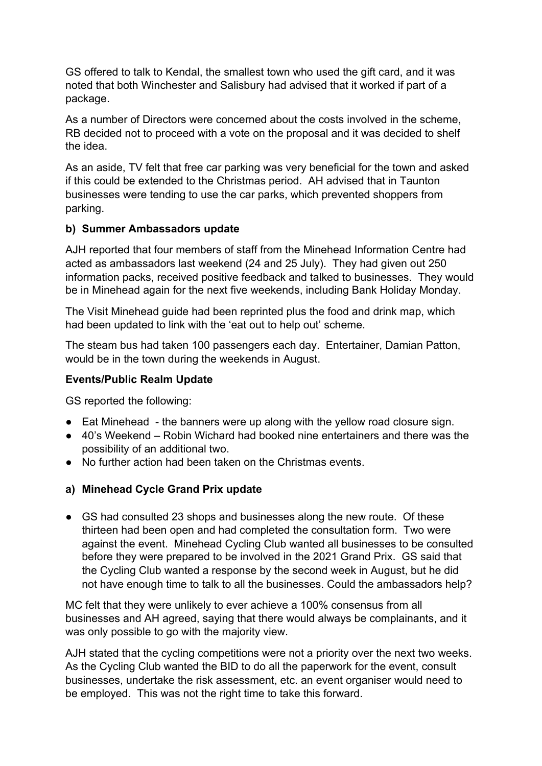GS offered to talk to Kendal, the smallest town who used the gift card, and it was noted that both Winchester and Salisbury had advised that it worked if part of a package.

As a number of Directors were concerned about the costs involved in the scheme, RB decided not to proceed with a vote on the proposal and it was decided to shelf the idea.

As an aside, TV felt that free car parking was very beneficial for the town and asked if this could be extended to the Christmas period. AH advised that in Taunton businesses were tending to use the car parks, which prevented shoppers from parking.

**b) Summer Ambassadors update**

AJH reported that four members of staff from the Minehead Information Centre had acted as ambassadors last weekend (24 and 25 July). They had given out 250 information packs, received positive feedback and talked to businesses. They would be in Minehead again for the next five weekends, including Bank Holiday Monday.

The Visit Minehead guide had been reprinted plus the food and drink map, which had been updated to link with the 'eat out to help out' scheme.

The steam bus had taken 100 passengers each day. Entertainer, Damian Patton, would be in the town during the weekends in August.

**Events/Public Realm Update**

GS reported the following:

- Eat Minehead - the banners were up along with the yellow road closure sign.
- 40's Weekend – Robin Wichard had booked nine entertainers and there was the possibility of an additional two.
- No further action had been taken on the Christmas events.

**a) Minehead Cycle Grand Prix update**

- GS had consulted 23 shops and businesses along the new route. Of these thirteen had been open and had completed the consultation form. Two were against the event. Minehead Cycling Club wanted all businesses to be consulted before they were prepared to be involved in the 2021 Grand Prix. GS said that the Cycling Club wanted a response by the second week in August, but he did not have enough time to talk to all the businesses. Could the ambassadors help?

MC felt that they were unlikely to ever achieve a 100% consensus from all businesses and AH agreed, saying that there would always be complainants, and it was only possible to go with the majority view.

AJH stated that the cycling competitions were not a priority over the next two weeks. As the Cycling Club wanted the BID to do all the paperwork for the event, consult businesses, undertake the risk assessment, etc. an event organiser would need to be employed. This was not the right time to take this forward.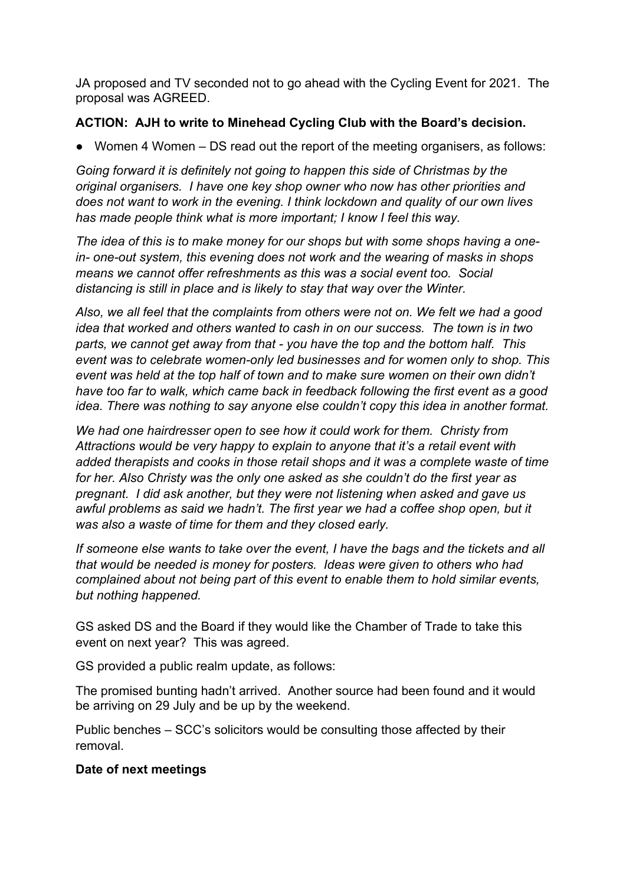JA proposed and TV seconded not to go ahead with the Cycling Event for 2021. The proposal was AGREED.

**ACTION: AJH to write to Minehead Cycling Club with the Board's decision.**

- Women 4 Women – DS read out the report of the meeting organisers, as follows:

*Going forward it is definitely not going to happen this side of Christmas by the original organisers. I have one key shop owner who now has other priorities and does not want to work in the evening. I think lockdown and quality of our own lives has made people think what is more important; I know I feel this way.*

*The idea of this is to make money for our shops but with some shops having a one-in- one-out system, this evening does not work and the wearing of masks in shops means we cannot offer refreshments as this was a social event too. Social distancing is still in place and is likely to stay that way over the Winter.*

*Also, we all feel that the complaints from others were not on. We felt we had a good idea that worked and others wanted to cash in on our success. The town is in two parts, we cannot get away from that - you have the top and the bottom half. This event was to celebrate women-only led businesses and for women only to shop. This event was held at the top half of town and to make sure women on their own didn't have too far to walk, which came back in feedback following the first event as a good idea. There was nothing to say anyone else couldn't copy this idea in another format.*

*We had one hairdresser open to see how it could work for them. Christy from Attractions would be very happy to explain to anyone that it's a retail event with added therapists and cooks in those retail shops and it was a complete waste of time for her. Also Christy was the only one asked as she couldn't do the first year as pregnant. I did ask another, but they were not listening when asked and gave us awful problems as said we hadn't. The first year we had a coffee shop open, but it was also a waste of time for them and they closed early.*

*If someone else wants to take over the event, I have the bags and the tickets and all that would be needed is money for posters. Ideas were given to others who had complained about not being part of this event to enable them to hold similar events, but nothing happened.*

GS asked DS and the Board if they would like the Chamber of Trade to take this event on next year? This was agreed.

GS provided a public realm update, as follows:

The promised bunting hadn't arrived. Another source had been found and it would be arriving on 29 July and be up by the weekend.

Public benches – SCC's solicitors would be consulting those affected by their removal.

**Date of next meetings**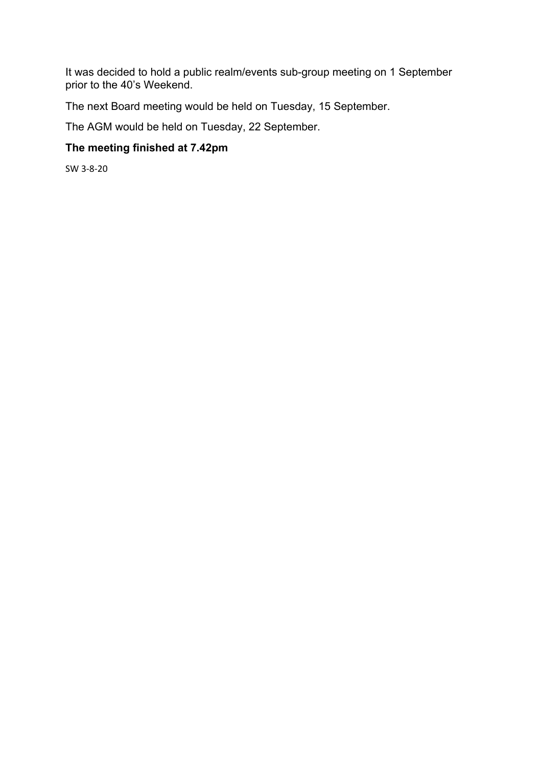It was decided to hold a public realm/events sub-group meeting on 1 September prior to the 40's Weekend.

The next Board meeting would be held on Tuesday, 15 September.

The AGM would be held on Tuesday, 22 September.

**The meeting finished at 7.42pm**

SW 3-8-20